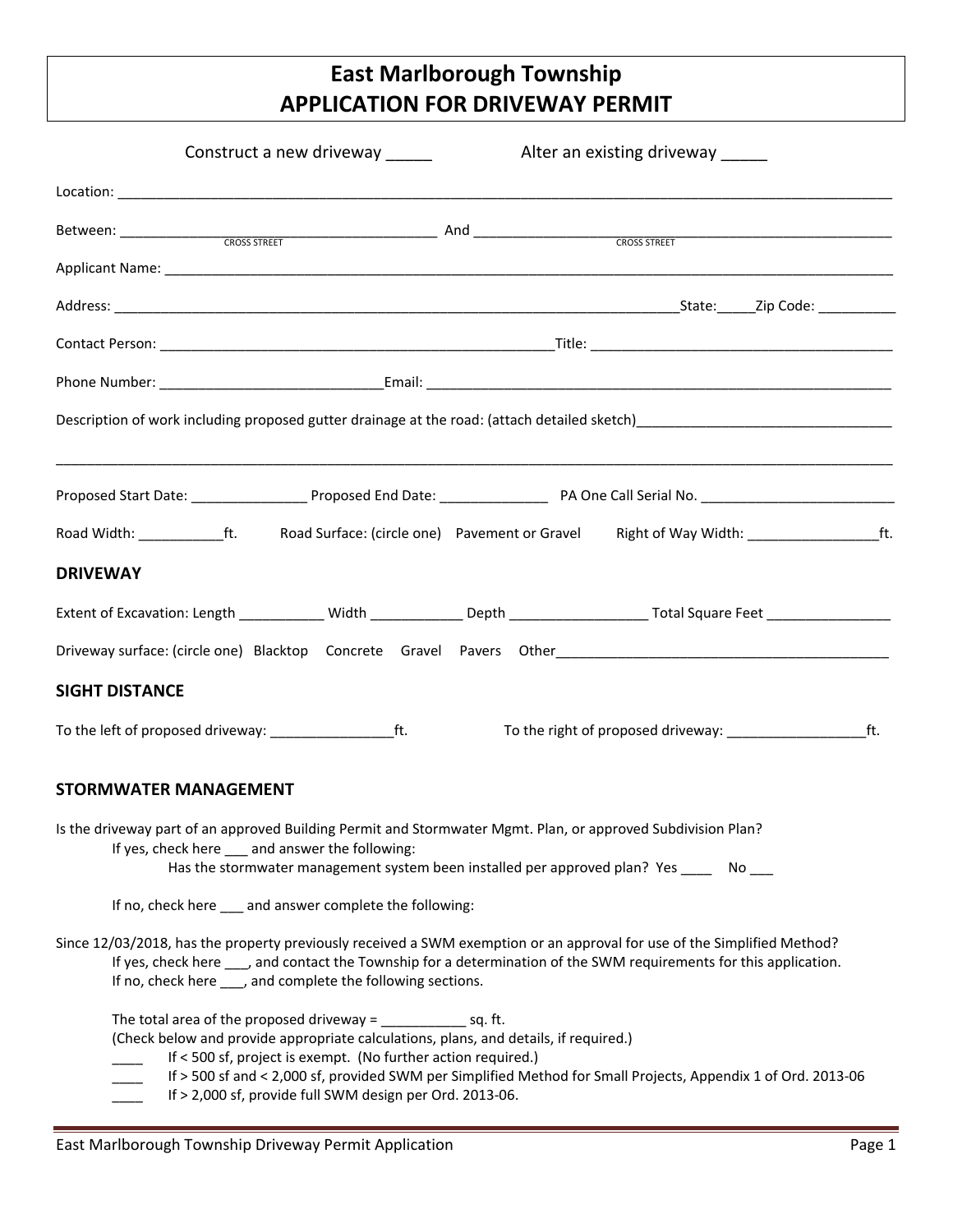# East Marlborough Township
# APPLICATION FOR DRIVEWAY PERMIT

Construct a new driveway _____ Alter an existing driveway _____

Location: ____________________________________________________________________________________________

Between: ________________________________________ And ____________________________________________________
CROSS STREET CROSS STREET

Applicant Name: ________________________________________________________________________________________

Address: ______________________________________________________________________State:_____Zip Code: __________

Contact Person: ________________________________________________Title: ______________________________________

Phone Number: ____________________________Email: ________________________________________________________

Description of work including proposed gutter drainage at the road: (attach detailed sketch)________________________________

____________________________________________________________________________________________________

Proposed Start Date: _______________ Proposed End Date: ______________ PA One Call Serial No. _________________________

Road Width: ___________ft. Road Surface: (circle one) Pavement or Gravel Right of Way Width: _________________ft.

## DRIVEWAY

Extent of Excavation: Length ___________ Width ____________ Depth _________________ Total Square Feet ________________

Driveway surface: (circle one) Blacktop Concrete Gravel Pavers Other___________________________________________

## SIGHT DISTANCE

To the left of proposed driveway: ________________ft. To the right of proposed driveway: __________________ft.

## STORMWATER MANAGEMENT

Is the driveway part of an approved Building Permit and Stormwater Mgmt. Plan, or approved Subdivision Plan?

If yes, check here ___ and answer the following:

Has the stormwater management system been installed per approved plan? Yes ____ No ___

If no, check here ___ and answer complete the following:

Since 12/03/2018, has the property previously received a SWM exemption or an approval for use of the Simplified Method?

If yes, check here ___, and contact the Township for a determination of the SWM requirements for this application.

If no, check here ___, and complete the following sections.

The total area of the proposed driveway = ___________ sq. ft.

(Check below and provide appropriate calculations, plans, and details, if required.)

____ If < 500 sf, project is exempt. (No further action required.)

____ If > 500 sf and < 2,000 sf, provided SWM per Simplified Method for Small Projects, Appendix 1 of Ord. 2013-06

____ If > 2,000 sf, provide full SWM design per Ord. 2013-06.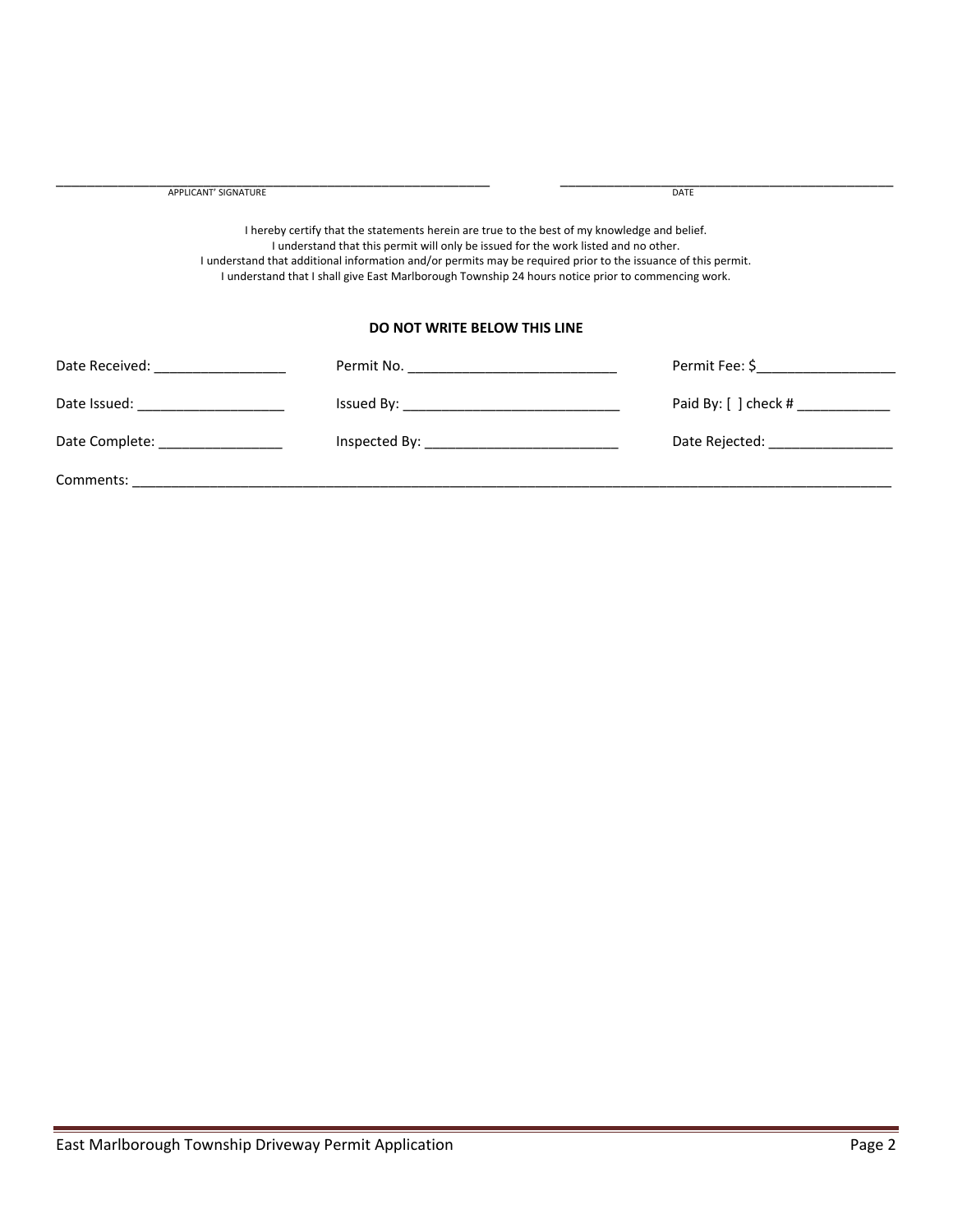_____________________________________________ APPLICANT' SIGNATURE

_____________________________________________ DATE

I hereby certify that the statements herein are true to the best of my knowledge and belief.
I understand that this permit will only be issued for the work listed and no other.
I understand that additional information and/or permits may be required prior to the issuance of this permit.
I understand that I shall give East Marlborough Township 24 hours notice prior to commencing work.

**DO NOT WRITE BELOW THIS LINE**

Date Received: _________________ Permit No. ___________________________ Permit Fee: $__________________

Date Issued: ___________________ Issued By: ____________________________ Paid By: [ ] check # ____________

Date Complete: ________________ Inspected By: _________________________ Date Rejected: ________________

Comments: ____________________________________________________________________________________________